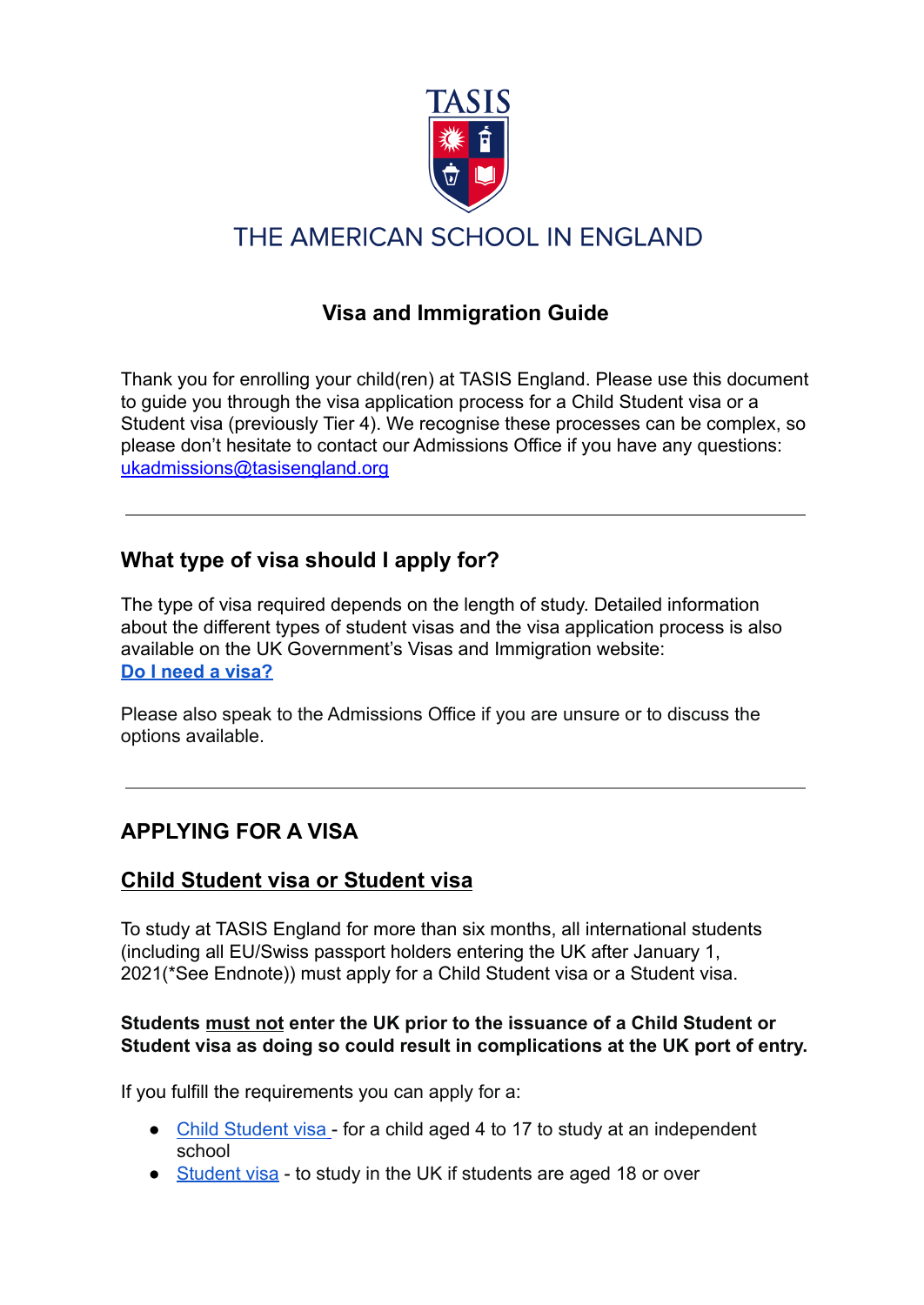TASIS

THE AMERICAN SCHOOL IN ENGLAND

# Visa and Immigration Guide

Thank you for enrolling your child(ren) at TASIS England. Please use this document to guide you through the visa application process for a Child Student visa or a Student visa (previously Tier 4). We recognise these processes can be complex, so please don't hesitate to contact our Admissions Office if you have any questions: [ukadmissions@tasisengland.org](mailto:ukadmissions@tasisengland.org)

---

## What type of visa should I apply for?

The type of visa required depends on the length of study. Detailed information about the different types of student visas and the visa application process is also available on the UK Government's Visas and Immigration website:
**[Do I need a visa?](#)**

Please also speak to the Admissions Office if you are unsure or to discuss the options available.

---

## APPLYING FOR A VISA

### Child Student visa or Student visa

To study at TASIS England for more than six months, all international students (including all EU/Swiss passport holders entering the UK after January 1, 2021(*See Endnote)) must apply for a Child Student visa or a Student visa.

**Students must not enter the UK prior to the issuance of a Child Student or Student visa as doing so could result in complications at the UK port of entry.**

If you fulfill the requirements you can apply for a:

- [Child Student visa](#) - for a child aged 4 to 17 to study at an independent school
- [Student visa](#) - to study in the UK if students are aged 18 or over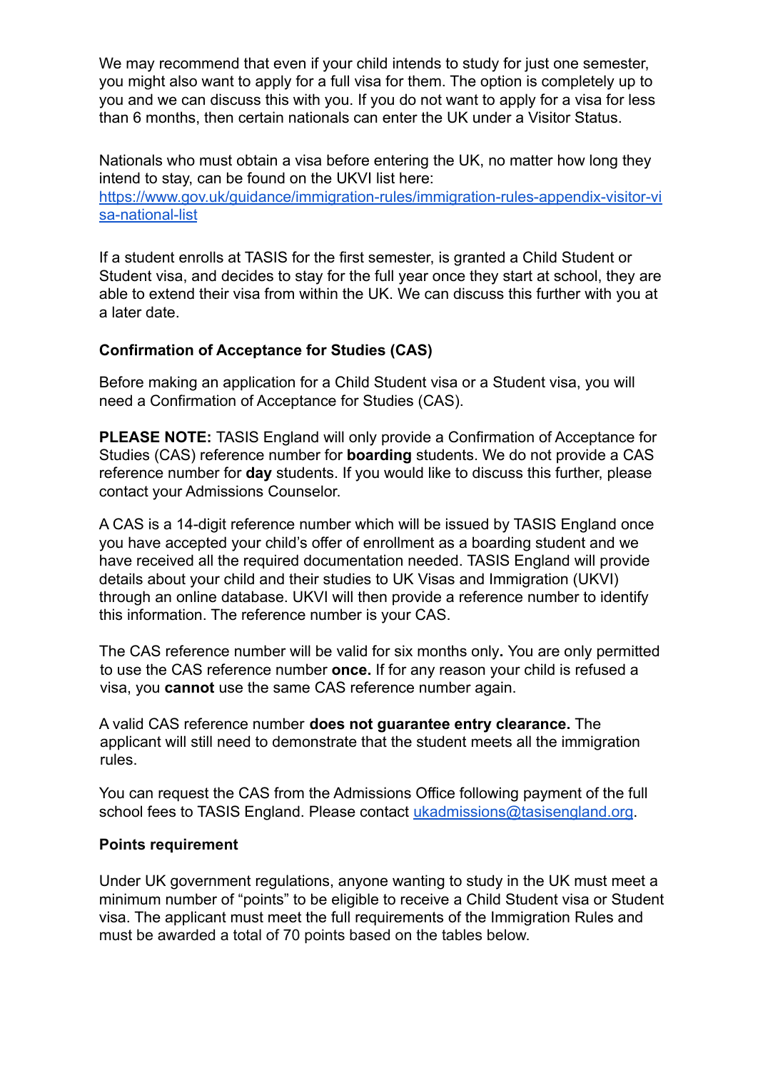We may recommend that even if your child intends to study for just one semester, you might also want to apply for a full visa for them. The option is completely up to you and we can discuss this with you. If you do not want to apply for a visa for less than 6 months, then certain nationals can enter the UK under a Visitor Status.

Nationals who must obtain a visa before entering the UK, no matter how long they intend to stay, can be found on the UKVI list here: [https://www.gov.uk/guidance/immigration-rules/immigration-rules-appendix-visitor-visa-national-list](https://www.gov.uk/guidance/immigration-rules/immigration-rules-appendix-visitor-visa-national-list)

If a student enrolls at TASIS for the first semester, is granted a Child Student or Student visa, and decides to stay for the full year once they start at school, they are able to extend their visa from within the UK. We can discuss this further with you at a later date.

### Confirmation of Acceptance for Studies (CAS)

Before making an application for a Child Student visa or a Student visa, you will need a Confirmation of Acceptance for Studies (CAS).

**PLEASE NOTE:** TASIS England will only provide a Confirmation of Acceptance for Studies (CAS) reference number for **boarding** students. We do not provide a CAS reference number for **day** students. If you would like to discuss this further, please contact your Admissions Counselor.

A CAS is a 14-digit reference number which will be issued by TASIS England once you have accepted your child's offer of enrollment as a boarding student and we have received all the required documentation needed. TASIS England will provide details about your child and their studies to UK Visas and Immigration (UKVI) through an online database. UKVI will then provide a reference number to identify this information. The reference number is your CAS.

The CAS reference number will be valid for six months only**.** You are only permitted to use the CAS reference number **once.** If for any reason your child is refused a visa, you **cannot** use the same CAS reference number again.

A valid CAS reference number **does not guarantee entry clearance.** The applicant will still need to demonstrate that the student meets all the immigration rules.

You can request the CAS from the Admissions Office following payment of the full school fees to TASIS England. Please contact [ukadmissions@tasisengland.org](mailto:ukadmissions@tasisengland.org).

### Points requirement

Under UK government regulations, anyone wanting to study in the UK must meet a minimum number of "points" to be eligible to receive a Child Student visa or Student visa. The applicant must meet the full requirements of the Immigration Rules and must be awarded a total of 70 points based on the tables below.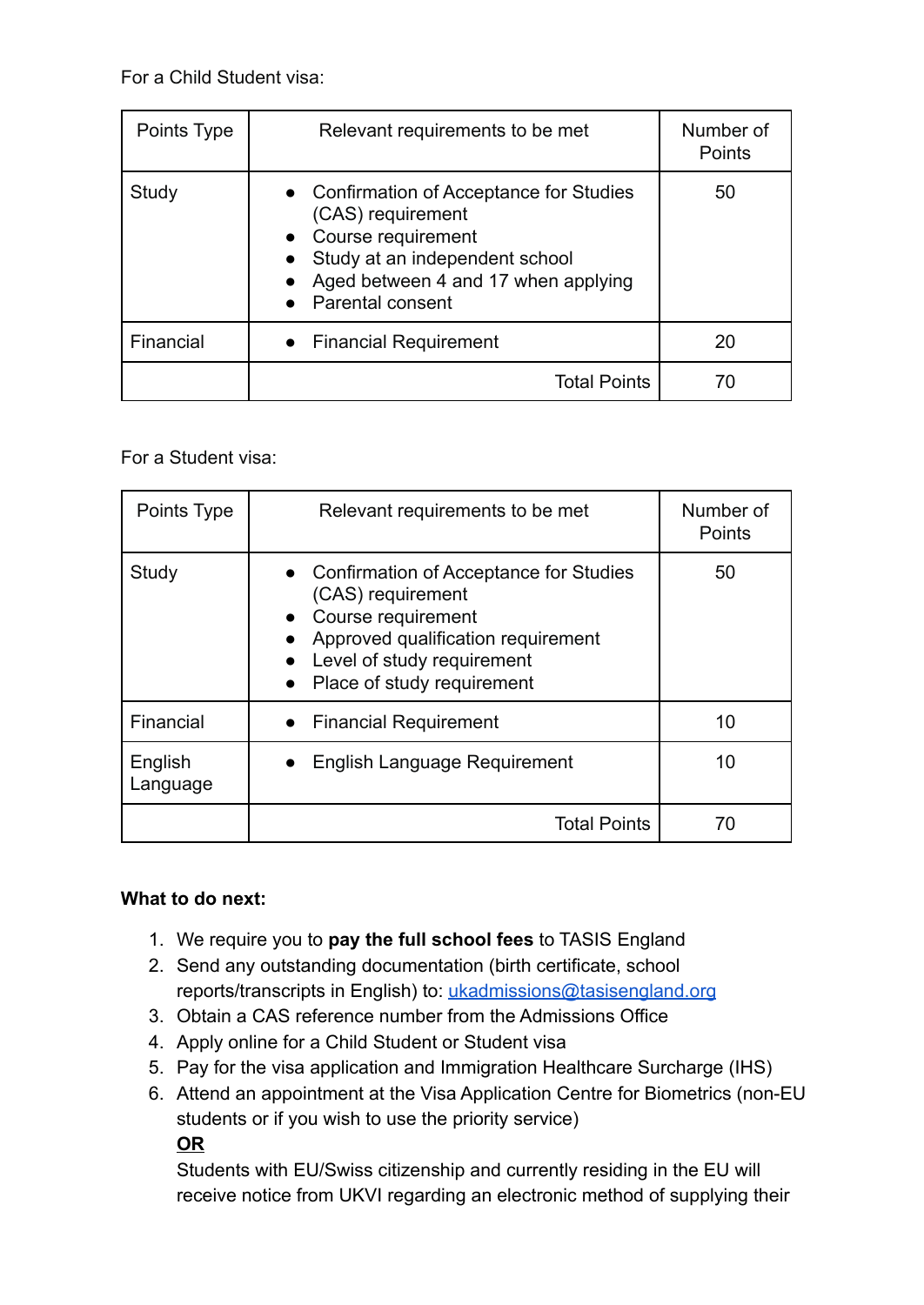For a Child Student visa:

| Points Type | Relevant requirements to be met | Number of Points |
| --- | --- | --- |
| Study | • Confirmation of Acceptance for Studies (CAS) requirement<br>• Course requirement<br>• Study at an independent school<br>• Aged between 4 and 17 when applying<br>• Parental consent | 50 |
| Financial | • Financial Requirement | 20 |
| | Total Points | 70 |

For a Student visa:

| Points Type | Relevant requirements to be met | Number of Points |
| --- | --- | --- |
| Study | • Confirmation of Acceptance for Studies (CAS) requirement<br>• Course requirement<br>• Approved qualification requirement<br>• Level of study requirement<br>• Place of study requirement | 50 |
| Financial | • Financial Requirement | 10 |
| English Language | • English Language Requirement | 10 |
| | Total Points | 70 |

**What to do next:**

1. We require you to **pay the full school fees** to TASIS England
2. Send any outstanding documentation (birth certificate, school reports/transcripts in English) to: ukadmissions@tasisengland.org
3. Obtain a CAS reference number from the Admissions Office
4. Apply online for a Child Student or Student visa
5. Pay for the visa application and Immigration Healthcare Surcharge (IHS)
6. Attend an appointment at the Visa Application Centre for Biometrics (non-EU students or if you wish to use the priority service)
   <u>**OR**</u>
   Students with EU/Swiss citizenship and currently residing in the EU will receive notice from UKVI regarding an electronic method of supplying their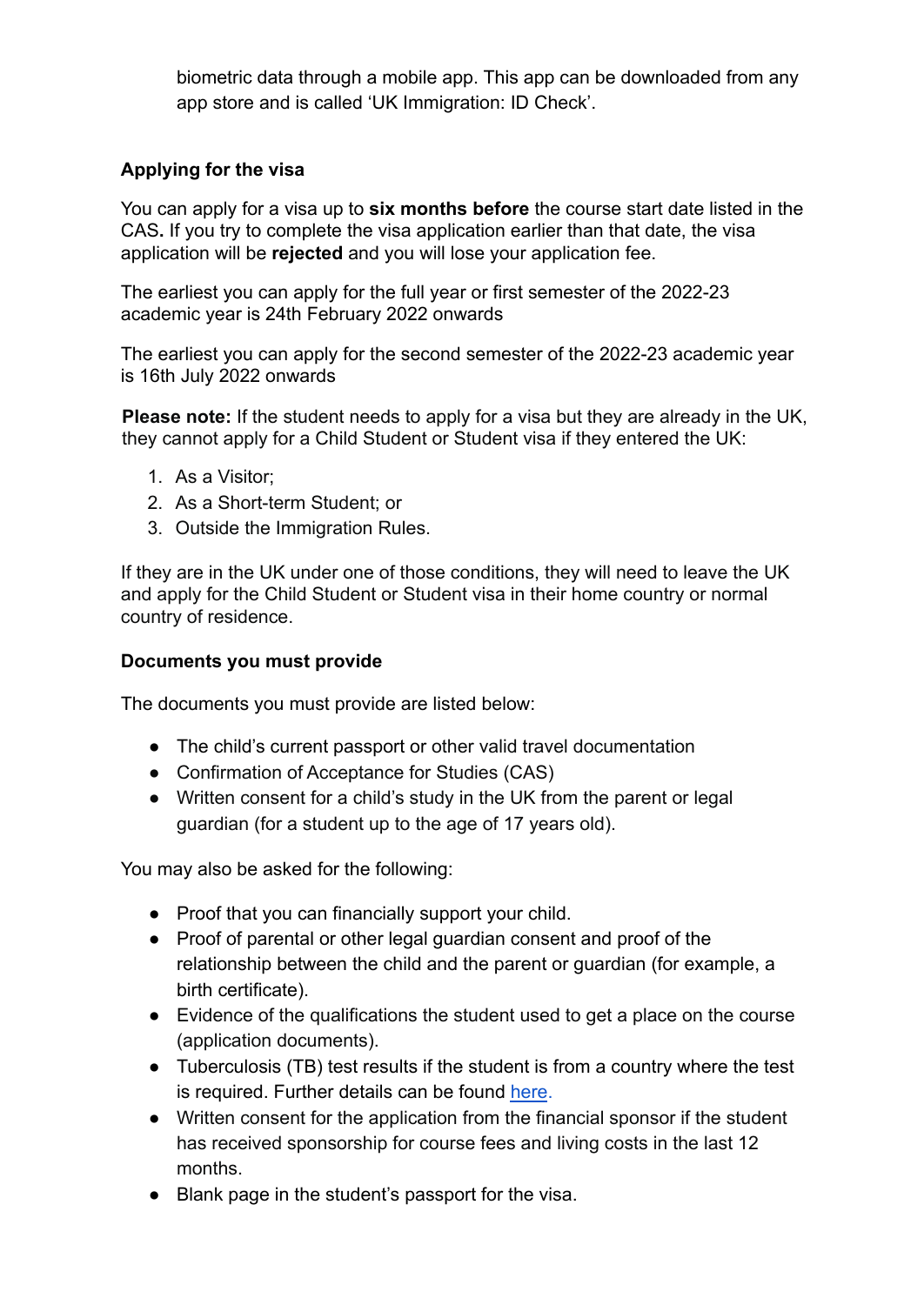biometric data through a mobile app. This app can be downloaded from any app store and is called 'UK Immigration: ID Check'.

### Applying for the visa

You can apply for a visa up to **six months before** the course start date listed in the CAS**.** If you try to complete the visa application earlier than that date, the visa application will be **rejected** and you will lose your application fee.

The earliest you can apply for the full year or first semester of the 2022-23 academic year is 24th February 2022 onwards

The earliest you can apply for the second semester of the 2022-23 academic year is 16th July 2022 onwards

**Please note:** If the student needs to apply for a visa but they are already in the UK, they cannot apply for a Child Student or Student visa if they entered the UK:

1. As a Visitor;
2. As a Short-term Student; or
3. Outside the Immigration Rules.

If they are in the UK under one of those conditions, they will need to leave the UK and apply for the Child Student or Student visa in their home country or normal country of residence.

### Documents you must provide

The documents you must provide are listed below:

- The child's current passport or other valid travel documentation
- Confirmation of Acceptance for Studies (CAS)
- Written consent for a child's study in the UK from the parent or legal guardian (for a student up to the age of 17 years old).

You may also be asked for the following:

- Proof that you can financially support your child.
- Proof of parental or other legal guardian consent and proof of the relationship between the child and the parent or guardian (for example, a birth certificate).
- Evidence of the qualifications the student used to get a place on the course (application documents).
- Tuberculosis (TB) test results if the student is from a country where the test is required. Further details can be found here.
- Written consent for the application from the financial sponsor if the student has received sponsorship for course fees and living costs in the last 12 months.
- Blank page in the student's passport for the visa.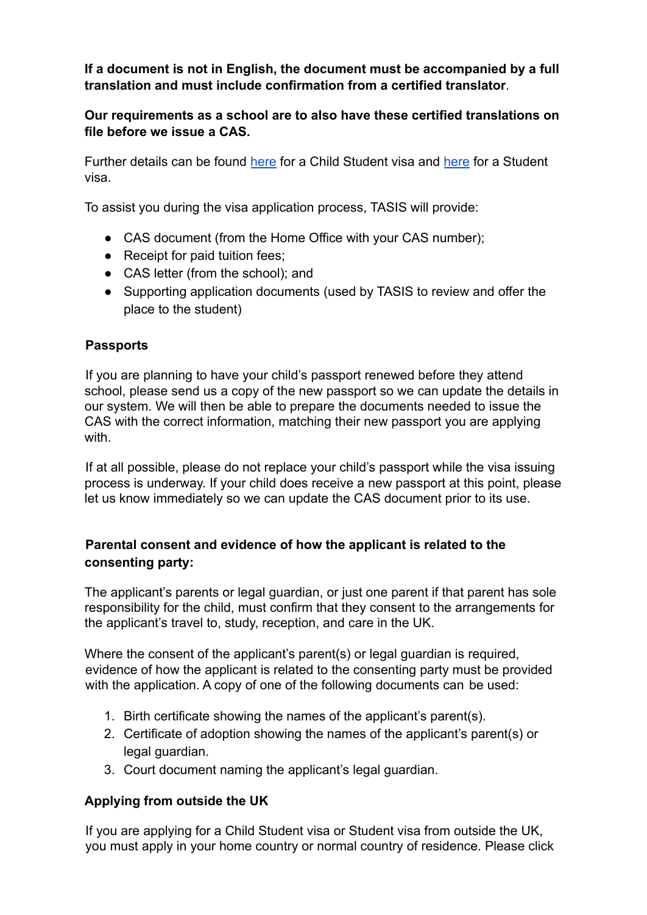**If a document is not in English, the document must be accompanied by a full translation and must include confirmation from a certified translator**.

**Our requirements as a school are to also have these certified translations on file before we issue a CAS.**

Further details can be found [here]() for a Child Student visa and [here]() for a Student visa.

To assist you during the visa application process, TASIS will provide:

- CAS document (from the Home Office with your CAS number);
- Receipt for paid tuition fees;
- CAS letter (from the school); and
- Supporting application documents (used by TASIS to review and offer the place to the student)

### Passports

If you are planning to have your child's passport renewed before they attend school, please send us a copy of the new passport so we can update the details in our system. We will then be able to prepare the documents needed to issue the CAS with the correct information, matching their new passport you are applying with.

If at all possible, please do not replace your child's passport while the visa issuing process is underway. If your child does receive a new passport at this point, please let us know immediately so we can update the CAS document prior to its use.

### Parental consent and evidence of how the applicant is related to the consenting party:

The applicant's parents or legal guardian, or just one parent if that parent has sole responsibility for the child, must confirm that they consent to the arrangements for the applicant's travel to, study, reception, and care in the UK.

Where the consent of the applicant's parent(s) or legal guardian is required, evidence of how the applicant is related to the consenting party must be provided with the application. A copy of one of the following documents can be used:

1. Birth certificate showing the names of the applicant's parent(s).
2. Certificate of adoption showing the names of the applicant's parent(s) or legal guardian.
3. Court document naming the applicant's legal guardian.

### Applying from outside the UK

If you are applying for a Child Student visa or Student visa from outside the UK, you must apply in your home country or normal country of residence. Please click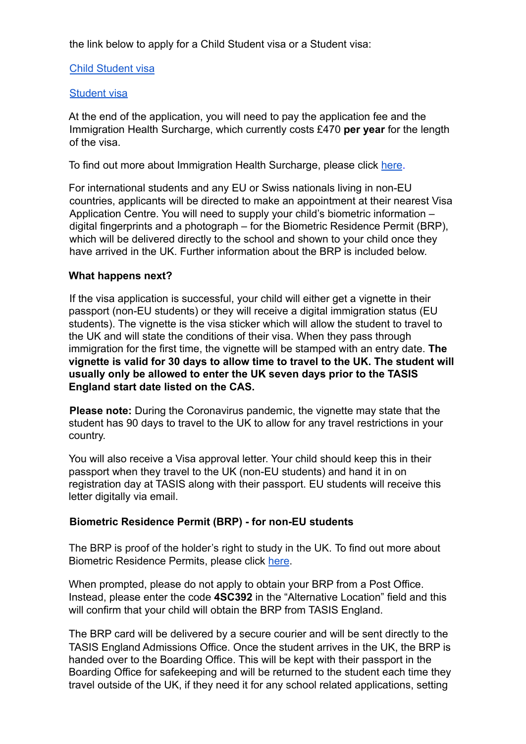the link below to apply for a Child Student visa or a Student visa:

[Child Student visa]()

[Student visa]()

At the end of the application, you will need to pay the application fee and the Immigration Health Surcharge, which currently costs £470 **per year** for the length of the visa.

To find out more about Immigration Health Surcharge, please click [here]().

For international students and any EU or Swiss nationals living in non-EU countries, applicants will be directed to make an appointment at their nearest Visa Application Centre. You will need to supply your child's biometric information – digital fingerprints and a photograph – for the Biometric Residence Permit (BRP), which will be delivered directly to the school and shown to your child once they have arrived in the UK. Further information about the BRP is included below.

**What happens next?**

If the visa application is successful, your child will either get a vignette in their passport (non-EU students) or they will receive a digital immigration status (EU students). The vignette is the visa sticker which will allow the student to travel to the UK and will state the conditions of their visa. When they pass through immigration for the first time, the vignette will be stamped with an entry date. **The vignette is valid for 30 days to allow time to travel to the UK. The student will usually only be allowed to enter the UK seven days prior to the TASIS England start date listed on the CAS.**

**Please note:** During the Coronavirus pandemic, the vignette may state that the student has 90 days to travel to the UK to allow for any travel restrictions in your country.

You will also receive a Visa approval letter. Your child should keep this in their passport when they travel to the UK (non-EU students) and hand it in on registration day at TASIS along with their passport. EU students will receive this letter digitally via email.

**Biometric Residence Permit (BRP) - for non-EU students**

The BRP is proof of the holder's right to study in the UK. To find out more about Biometric Residence Permits, please click [here]().

When prompted, please do not apply to obtain your BRP from a Post Office. Instead, please enter the code **4SC392** in the "Alternative Location" field and this will confirm that your child will obtain the BRP from TASIS England.

The BRP card will be delivered by a secure courier and will be sent directly to the TASIS England Admissions Office. Once the student arrives in the UK, the BRP is handed over to the Boarding Office. This will be kept with their passport in the Boarding Office for safekeeping and will be returned to the student each time they travel outside of the UK, if they need it for any school related applications, setting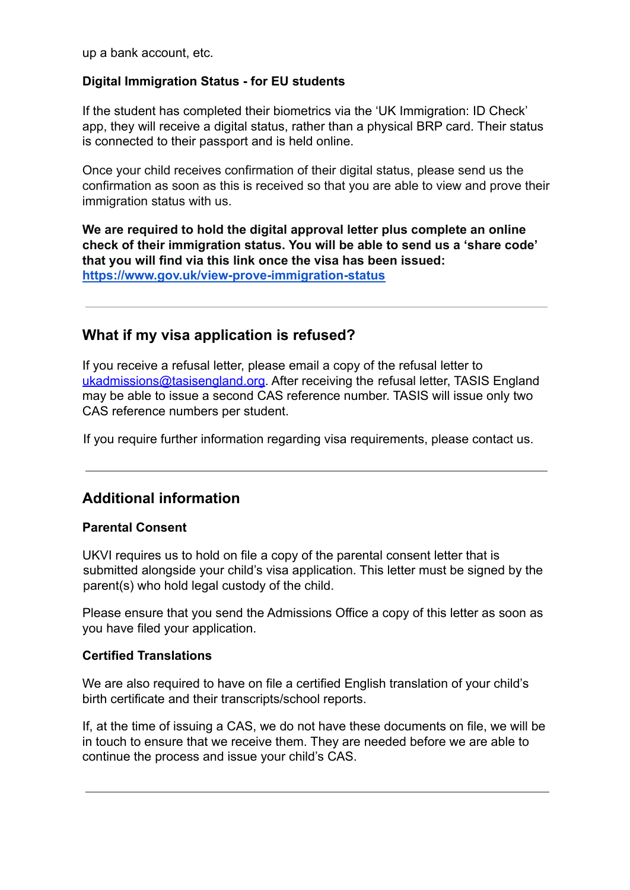up a bank account, etc.

**Digital Immigration Status - for EU students**

If the student has completed their biometrics via the 'UK Immigration: ID Check' app, they will receive a digital status, rather than a physical BRP card. Their status is connected to their passport and is held online.

Once your child receives confirmation of their digital status, please send us the confirmation as soon as this is received so that you are able to view and prove their immigration status with us.

**We are required to hold the digital approval letter plus complete an online check of their immigration status. You will be able to send us a 'share code' that you will find via this link once the visa has been issued: [https://www.gov.uk/view-prove-immigration-status](https://www.gov.uk/view-prove-immigration-status)**

---

## What if my visa application is refused?

If you receive a refusal letter, please email a copy of the refusal letter to [ukadmissions@tasisengland.org](mailto:ukadmissions@tasisengland.org). After receiving the refusal letter, TASIS England may be able to issue a second CAS reference number. TASIS will issue only two CAS reference numbers per student.

If you require further information regarding visa requirements, please contact us.

---

## Additional information

**Parental Consent**

UKVI requires us to hold on file a copy of the parental consent letter that is submitted alongside your child's visa application. This letter must be signed by the parent(s) who hold legal custody of the child.

Please ensure that you send the Admissions Office a copy of this letter as soon as you have filed your application.

**Certified Translations**

We are also required to have on file a certified English translation of your child's birth certificate and their transcripts/school reports.

If, at the time of issuing a CAS, we do not have these documents on file, we will be in touch to ensure that we receive them. They are needed before we are able to continue the process and issue your child's CAS.

---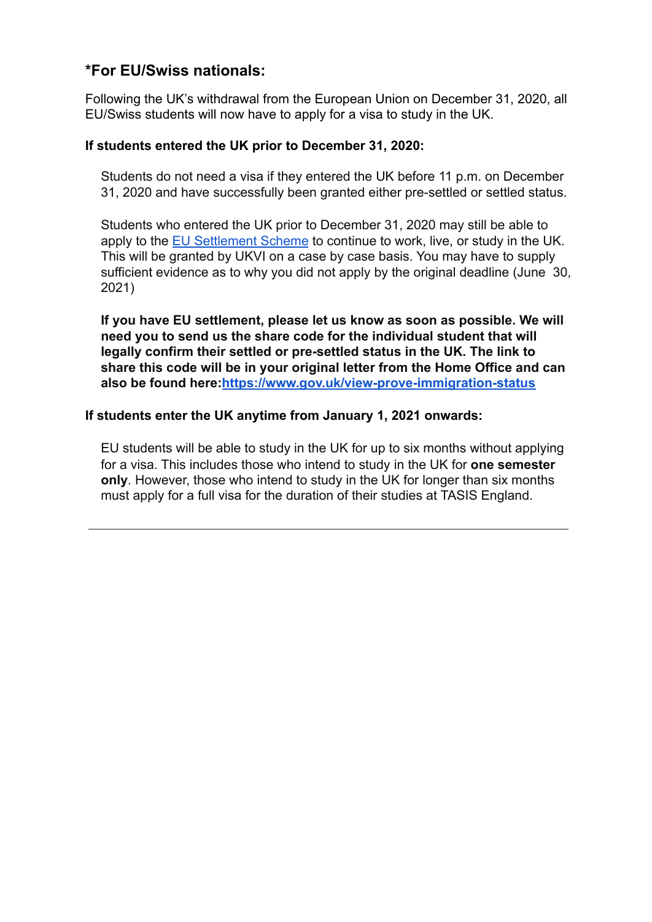### *For EU/Swiss nationals:

Following the UK's withdrawal from the European Union on December 31, 2020, all EU/Swiss students will now have to apply for a visa to study in the UK.

**If students entered the UK prior to December 31, 2020:**

Students do not need a visa if they entered the UK before 11 p.m. on December 31, 2020 and have successfully been granted either pre-settled or settled status.

Students who entered the UK prior to December 31, 2020 may still be able to apply to the EU Settlement Scheme to continue to work, live, or study in the UK. This will be granted by UKVI on a case by case basis. You may have to supply sufficient evidence as to why you did not apply by the original deadline (June 30, 2021)

**If you have EU settlement, please let us know as soon as possible. We will need you to send us the share code for the individual student that will legally confirm their settled or pre-settled status in the UK. The link to share this code will be in your original letter from the Home Office and can also be found here:https://www.gov.uk/view-prove-immigration-status**

**If students enter the UK anytime from January 1, 2021 onwards:**

EU students will be able to study in the UK for up to six months without applying for a visa. This includes those who intend to study in the UK for **one semester only**. However, those who intend to study in the UK for longer than six months must apply for a full visa for the duration of their studies at TASIS England.

---